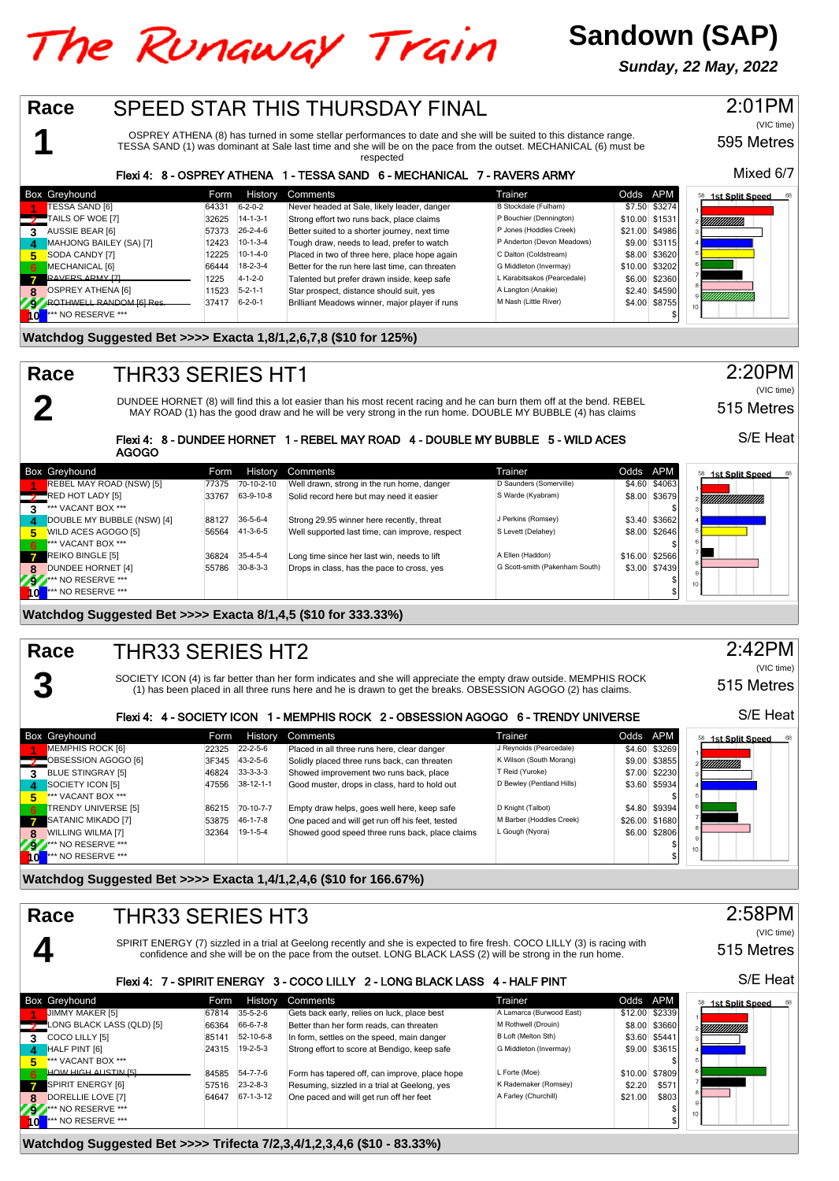# The Runaway Train

## Sandown (SAP)

***Sunday, 22 May, 2022***

## Race 1 — SPEED STAR THIS THURSDAY FINAL

**2:01PM** (VIC time) | 595 Metres | Mixed 6/7

OSPREY ATHENA (8) has turned in some stellar performances to date and she will be suited to this distance range. TESSA SAND (1) was dominant at Sale last time and she will be on the pace from the outset. MECHANICAL (6) must be respected

**Flexi 4: 8 - OSPREY ATHENA 1 - TESSA SAND 6 - MECHANICAL 7 - RAVERS ARMY**

| Box | Greyhound | Form | History | Comments | Trainer | Odds | APM |
|---|---|---|---|---|---|---|---|
| 1 | TESSA SAND [6] | 64331 | 6-2-0-2 | Never headed at Sale, likely leader, danger | B Stockdale (Fulham) | $7.50 | $3274 |
| 2 | TAILS OF WOE [7] | 32625 | 14-1-3-1 | Strong effort two runs back, place claims | P Bouchier (Dennington) | $10.00 | $1531 |
| 3 | AUSSIE BEAR [6] | 57373 | 26-2-4-6 | Better suited to a shorter journey, next time | P Jones (Hoddles Creek) | $21.00 | $4986 |
| 4 | MAHJONG BAILEY (SA) [7] | 12423 | 10-1-3-4 | Tough draw, needs to lead, prefer to watch | P Anderton (Devon Meadows) | $9.00 | $3115 |
| 5 | SODA CANDY [7] | 12225 | 10-1-4-0 | Placed in two of three here, place hope again | C Dalton (Coldstream) | $8.00 | $3620 |
| 6 | MECHANICAL [6] | 66444 | 18-2-3-4 | Better for the run here last time, can threaten | G Middleton (Invermay) | $10.00 | $3202 |
| 7 | RAVERS ARMY [7] | 1225 | 4-1-2-0 | Talented but prefer drawn inside, keep safe | L Karabitsakos (Pearcedale) | $6.00 | $2360 |
| 8 | OSPREY ATHENA [6] | 11523 | 5-2-1-1 | Star prospect, distance should suit, yes | A Langton (Anakie) | $2.40 | $4590 |
| 9 | ~~ROTHWELL RANDOM [6] Res.~~ | 37417 | 6-2-0-1 | Brilliant Meadows winner, major player if runs | M Nash (Little River) | $4.00 | $8755 |
| 10 | *** NO RESERVE *** | | | | | | $ |

**Watchdog Suggested Bet >>>> Exacta 1,8/1,2,6,7,8 ($10 for 125%)**

## Race 2 — THR33 SERIES HT1

**2:20PM** (VIC time) | 515 Metres | S/E Heat

DUNDEE HORNET (8) will find this a lot easier than his most recent racing and he can burn them off at the bend. REBEL MAY ROAD (1) has the good draw and he will be very strong in the run home. DOUBLE MY BUBBLE (4) has claims

**Flexi 4: 8 - DUNDEE HORNET 1 - REBEL MAY ROAD 4 - DOUBLE MY BUBBLE 5 - WILD ACES AGOGO**

| Box | Greyhound | Form | History | Comments | Trainer | Odds | APM |
|---|---|---|---|---|---|---|---|
| 1 | REBEL MAY ROAD (NSW) [5] | 77375 | 70-10-2-10 | Well drawn, strong in the run home, danger | D Saunders (Somerville) | $4.60 | $4063 |
| 2 | ~~RED HOT LADY [5]~~ | 33767 | 63-9-10-8 | Solid record here but may need it easier | S Warde (Kyabram) | $8.00 | $3679 |
| 3 | *** VACANT BOX *** | | | | | | $ |
| 4 | DOUBLE MY BUBBLE (NSW) [4] | 88127 | 36-5-6-4 | Strong 29.95 winner here recently, threat | J Perkins (Romsey) | $3.40 | $3662 |
| 5 | WILD ACES AGOGO [5] | 56564 | 41-3-6-5 | Well supported last time, can improve, respect | S Levett (Delahey) | $8.00 | $2646 |
| 6 | *** VACANT BOX *** | | | | | | $ |
| 7 | REIKO BINGLE [5] | 36824 | 35-4-5-4 | Long time since her last win, needs to lift | A Ellen (Haddon) | $16.00 | $2566 |
| 8 | DUNDEE HORNET [4] | 55786 | 30-8-3-3 | Drops in class, has the pace to cross, yes | G Scott-smith (Pakenham South) | $3.00 | $7439 |
| 9 | *** NO RESERVE *** | | | | | | $ |
| 10 | *** NO RESERVE *** | | | | | | $ |

**Watchdog Suggested Bet >>>> Exacta 8/1,4,5 ($10 for 333.33%)**

## Race 3 — THR33 SERIES HT2

**2:42PM** (VIC time) | 515 Metres | S/E Heat

SOCIETY ICON (4) is far better than her form indicates and she will appreciate the empty draw outside. MEMPHIS ROCK (1) has been placed in all three runs here and he is drawn to get the breaks. OBSESSION AGOGO (2) has claims.

**Flexi 4: 4 - SOCIETY ICON 1 - MEMPHIS ROCK 2 - OBSESSION AGOGO 6 - TRENDY UNIVERSE**

| Box | Greyhound | Form | History | Comments | Trainer | Odds | APM |
|---|---|---|---|---|---|---|---|
| 1 | MEMPHIS ROCK [6] | 22325 | 22-2-5-6 | Placed in all three runs here, clear danger | J Reynolds (Pearcedale) | $4.60 | $3269 |
| 2 | OBSESSION AGOGO [6] | 3F345 | 43-2-5-6 | Solidly placed three runs back, can threaten | K Wilson (South Morang) | $9.00 | $3855 |
| 3 | BLUE STINGRAY [5] | 46824 | 33-3-3-3 | Showed improvement two runs back, place | T Reid (Yuroke) | $7.00 | $2230 |
| 4 | SOCIETY ICON [5] | 47556 | 38-12-1-1 | Good muster, drops in class, hard to hold out | D Bewley (Pentland Hills) | $3.60 | $5934 |
| 5 | *** VACANT BOX *** | | | | | | $ |
| 6 | TRENDY UNIVERSE [5] | 86215 | 70-10-7-7 | Empty draw helps, goes well here, keep safe | D Knight (Talbot) | $4.80 | $9394 |
| 7 | SATANIC MIKADO [7] | 53875 | 46-1-7-8 | One paced and will get run off his feet, tested | M Barber (Hoddles Creek) | $26.00 | $1680 |
| 8 | WILLING WILMA [7] | 32364 | 19-1-5-4 | Showed good speed three runs back, place claims | L Gough (Nyora) | $6.00 | $2806 |
| 9 | *** NO RESERVE *** | | | | | | $ |
| 10 | *** NO RESERVE *** | | | | | | $ |

**Watchdog Suggested Bet >>>> Exacta 1,4/1,2,4,6 ($10 for 166.67%)**

## Race 4 — THR33 SERIES HT3

**2:58PM** (VIC time) | 515 Metres | S/E Heat

SPIRIT ENERGY (7) sizzled in a trial at Geelong recently and she is expected to fire fresh. COCO LILLY (3) is racing with confidence and she will be on the pace from the outset. LONG BLACK LASS (2) will be strong in the run home.

**Flexi 4: 7 - SPIRIT ENERGY 3 - COCO LILLY 2 - LONG BLACK LASS 4 - HALF PINT**

| Box | Greyhound | Form | History | Comments | Trainer | Odds | APM |
|---|---|---|---|---|---|---|---|
| 1 | JIMMY MAKER [5] | 67814 | 35-5-2-6 | Gets back early, relies on luck, place best | A Lamarca (Burwood East) | $12.00 | $2339 |
| 2 | LONG BLACK LASS (QLD) [5] | 66364 | 66-6-7-8 | Better than her form reads, can threaten | M Rothwell (Drouin) | $8.00 | $3660 |
| 3 | COCO LILLY [5] | 85141 | 52-10-6-8 | In form, settles on the speed, main danger | B Loft (Melton Sth) | $3.60 | $5441 |
| 4 | HALF PINT [6] | 24315 | 19-2-5-3 | Strong effort to score at Bendigo, keep safe | G Middleton (Invermay) | $9.00 | $3615 |
| 5 | *** VACANT BOX *** | | | | | | $ |
| 6 | ~~HOW HIGH AUSTIN [5]~~ | 84585 | 54-7-7-6 | Form has tapered off, can improve, place hope | L Forte (Moe) | $10.00 | $7809 |
| 7 | SPIRIT ENERGY [7] | 57516 | 23-2-8-3 | Resuming, sizzled in a trial at Geelong, yes | K Rademaker (Romsey) | $2.20 | $571 |
| 8 | DORELLIE LOVE [7] | 64647 | 67-1-3-12 | One paced and will get run off her feet | A Farley (Churchill) | $21.00 | $803 |
| 9 | *** NO RESERVE *** | | | | | | $ |
| 10 | *** NO RESERVE *** | | | | | | $ |

**Watchdog Suggested Bet >>>> Trifecta 7/2,3,4/1,2,3,4,6 ($10 - 83.33%)**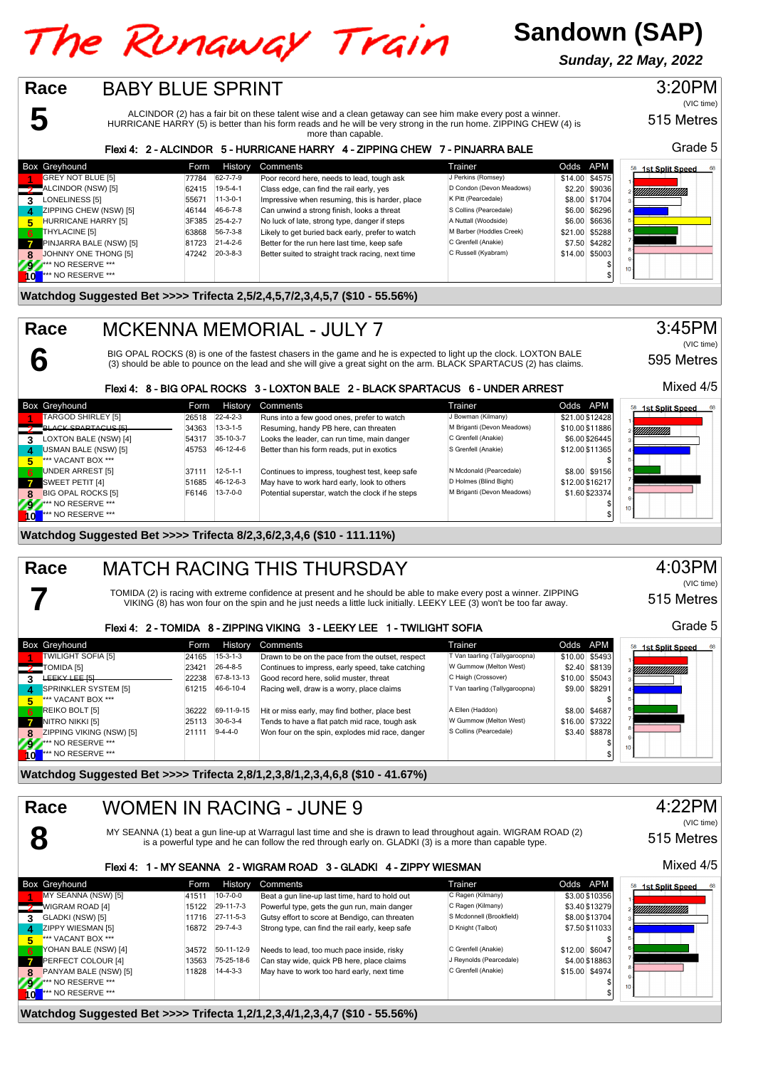# The Runaway Train

## Sandown (SAP)

***Sunday, 22 May, 2022***

---

## Race 5 — BABY BLUE SPRINT

3:20PM (VIC time) | 515 Metres | Grade 5

ALCINDOR (2) has a fair bit on these talent wise and a clean getaway can see him make every post a winner. HURRICANE HARRY (5) is better than his form reads and he will be very strong in the run home. ZIPPING CHEW (4) is more than capable.

**Flexi 4: 2 - ALCINDOR 5 - HURRICANE HARRY 4 - ZIPPING CHEW 7 - PINJARRA BALE**

| Box | Greyhound | Form | History | Comments | Trainer | Odds | APM |
|---|---|---|---|---|---|---|---|
| 1 | GREY NOT BLUE [5] | 77784 | 62-7-7-9 | Poor record here, needs to lead, tough ask | J Perkins (Romsey) | $14.00 | $4575 |
| 2 | ALCINDOR (NSW) [5] | 62415 | 19-5-4-1 | Class edge, can find the rail early, yes | D Condon (Devon Meadows) | $2.20 | $9036 |
| 3 | LONELINESS [5] | 55671 | 11-3-0-1 | Impressive when resuming, this is harder, place | K Pitt (Pearcedale) | $8.00 | $1704 |
| 4 | ZIPPING CHEW (NSW) [5] | 46144 | 46-6-7-8 | Can unwind a strong finish, looks a threat | S Collins (Pearcedale) | $6.00 | $6296 |
| 5 | HURRICANE HARRY [5] | 3F385 | 25-4-2-7 | No luck of late, strong type, danger if steps | A Nuttall (Woodside) | $6.00 | $6636 |
| 6 | THYLACINE [5] | 63868 | 56-7-3-8 | Likely to get buried back early, prefer to watch | M Barber (Hoddles Creek) | $21.00 | $5288 |
| 7 | PINJARRA BALE (NSW) [5] | 81723 | 21-4-2-6 | Better for the run here last time, keep safe | C Grenfell (Anakie) | $7.50 | $4282 |
| 8 | JOHNNY ONE THONG [5] | 47242 | 20-3-8-3 | Better suited to straight track racing, next time | C Russell (Kyabram) | $14.00 | $5003 |
| 9 | *** NO RESERVE *** | | | | | | $ |
| 10 | *** NO RESERVE *** | | | | | | $ |

**Watchdog Suggested Bet >>>> Trifecta 2,5/2,4,5,7/2,3,4,5,7 ($10 - 55.56%)**

---

## Race 6 — MCKENNA MEMORIAL - JULY 7

3:45PM (VIC time) | 595 Metres | Mixed 4/5

BIG OPAL ROCKS (8) is one of the fastest chasers in the game and he is expected to light up the clock. LOXTON BALE (3) should be able to pounce on the lead and she will give a great sight on the arm. BLACK SPARTACUS (2) has claims.

**Flexi 4: 8 - BIG OPAL ROCKS 3 - LOXTON BALE 2 - BLACK SPARTACUS 6 - UNDER ARREST**

| Box | Greyhound | Form | History | Comments | Trainer | Odds | APM |
|---|---|---|---|---|---|---|---|
| 1 | TARGOD SHIRLEY [5] | 26518 | 22-4-2-3 | Runs into a few good ones, prefer to watch | J Bowman (Kilmany) | $21.00 | $12428 |
| 2 | ~~BLACK SPARTACUS [5]~~ | 34363 | 13-3-1-5 | Resuming, handy PB here, can threaten | M Briganti (Devon Meadows) | $10.00 | $11886 |
| 3 | LOXTON BALE (NSW) [4] | 54317 | 35-10-3-7 | Tricky leader, can run time, main danger | C Grenfell (Anakie) | $6.00 | $26445 |
| 4 | USMAN BALE (NSW) [5] | 45753 | 46-12-4-6 | Better than his form reads, put in exotics | S Grenfell (Anakie) | $12.00 | $11365 |
| 5 | *** VACANT BOX *** | | | | | | $ |
| 6 | UNDER ARREST [5] | 37111 | 12-5-1-1 | Continues to impress, toughest test, keep safe | N Mcdonald (Pearcedale) | $8.00 | $9156 |
| 7 | SWEET PETIT [4] | 51685 | 46-12-6-3 | May have to work hard early, look to others | D Holmes (Blind Bight) | $12.00 | $16217 |
| 8 | BIG OPAL ROCKS [5] | F6146 | 13-7-0-0 | Potential superstar, watch the clock if he steps | M Briganti (Devon Meadows) | $1.60 | $23374 |
| 9 | *** NO RESERVE *** | | | | | | $ |
| 10 | *** NO RESERVE *** | | | | | | $ |

**Watchdog Suggested Bet >>>> Trifecta 8/2,3,6/2,3,4,6 ($10 - 111.11%)**

---

## Race 7 — MATCH RACING THIS THURSDAY

4:03PM (VIC time) | 515 Metres | Grade 5

TOMIDA (2) is racing with extreme confidence at present and he should be able to make every post a winner. ZIPPING VIKING (8) has won four on the spin and he just needs a little luck initially. LEEKY LEE (3) won't be too far away.

**Flexi 4: 2 - TOMIDA 8 - ZIPPING VIKING 3 - LEEKY LEE 1 - TWILIGHT SOFIA**

| Box | Greyhound | Form | History | Comments | Trainer | Odds | APM |
|---|---|---|---|---|---|---|---|
| 1 | TWILIGHT SOFIA [5] | 24165 | 15-3-1-3 | Drawn to be on the pace from the outset, respect | T Van taarling (Tallygaroopna) | $10.00 | $5493 |
| 2 | TOMIDA [5] | 23421 | 26-4-8-5 | Continues to impress, early speed, take catching | W Gummow (Melton West) | $2.40 | $8139 |
| 3 | ~~LEEKY LEE [5]~~ | 22238 | 67-8-13-13 | Good record here, solid muster, threat | C Haigh (Crossover) | $10.00 | $5043 |
| 4 | SPRINKLER SYSTEM [5] | 61215 | 46-6-10-4 | Racing well, draw is a worry, place claims | T Van taarling (Tallygaroopna) | $9.00 | $8291 |
| 5 | *** VACANT BOX *** | | | | | | $ |
| 6 | REIKO BOLT [5] | 36222 | 69-11-9-15 | Hit or miss early, may find bother, place best | A Ellen (Haddon) | $8.00 | $4687 |
| 7 | NITRO NIKKI [5] | 25113 | 30-6-3-4 | Tends to have a flat patch mid race, tough ask | W Gummow (Melton West) | $16.00 | $7322 |
| 8 | ZIPPING VIKING (NSW) [5] | 21111 | 9-4-4-0 | Won four on the spin, explodes mid race, danger | S Collins (Pearcedale) | $3.40 | $8878 |
| 9 | *** NO RESERVE *** | | | | | | $ |
| 10 | *** NO RESERVE *** | | | | | | $ |

**Watchdog Suggested Bet >>>> Trifecta 2,8/1,2,3,8/1,2,3,4,6,8 ($10 - 41.67%)**

---

## Race 8 — WOMEN IN RACING - JUNE 9

4:22PM (VIC time) | 515 Metres | Mixed 4/5

MY SEANNA (1) beat a gun line-up at Warragul last time and she is drawn to lead throughout again. WIGRAM ROAD (2) is a powerful type and he can follow the red through early on. GLADKI (3) is a more than capable type.

**Flexi 4: 1 - MY SEANNA 2 - WIGRAM ROAD 3 - GLADKI 4 - ZIPPY WIESMAN**

| Box | Greyhound | Form | History | Comments | Trainer | Odds | APM |
|---|---|---|---|---|---|---|---|
| 1 | MY SEANNA (NSW) [5] | 41511 | 10-7-0-0 | Beat a gun line-up last time, hard to hold out | C Ragen (Kilmany) | $3.00 | $10356 |
| 2 | WIGRAM ROAD [4] | 15122 | 29-11-7-3 | Powerful type, gets the gun run, main danger | C Ragen (Kilmany) | $3.40 | $13279 |
| 3 | GLADKI (NSW) [5] | 11716 | 27-11-5-3 | Gutsy effort to score at Bendigo, can threaten | S Mcdonnell (Brookfield) | $8.00 | $13704 |
| 4 | ZIPPY WIESMAN [5] | 16872 | 29-7-4-3 | Strong type, can find the rail early, keep safe | D Knight (Talbot) | $7.50 | $11033 |
| 5 | *** VACANT BOX *** | | | | | | $ |
| 6 | YOHAN BALE (NSW) [4] | 34572 | 50-11-12-9 | Needs to lead, too much pace inside, risky | C Grenfell (Anakie) | $12.00 | $6047 |
| 7 | PERFECT COLOUR [4] | 13563 | 75-25-18-6 | Can stay wide, quick PB here, place claims | J Reynolds (Pearcedale) | $4.00 | $18863 |
| 8 | PANYAM BALE (NSW) [5] | 11828 | 14-4-3-3 | May have to work too hard early, next time | C Grenfell (Anakie) | $15.00 | $4974 |
| 9 | *** NO RESERVE *** | | | | | | $ |
| 10 | *** NO RESERVE *** | | | | | | $ |

**Watchdog Suggested Bet >>>> Trifecta 1,2/1,2,3,4/1,2,3,4,7 ($10 - 55.56%)**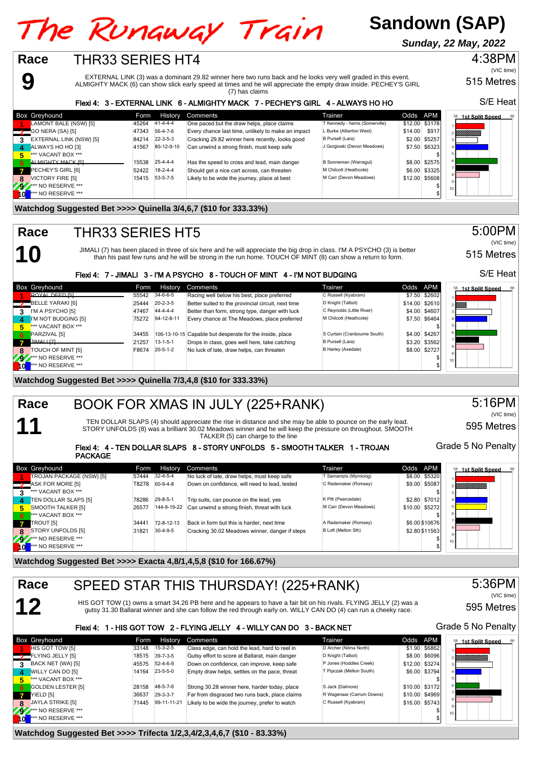# The Runaway Train

**Sandown (SAP)**

**Sunday, 22 May, 2022**

## Race 9 — THR33 SERIES HT4

4:38PM (VIC time)
515 Metres
S/E Heat

EXTERNAL LINK (3) was a dominant 29.82 winner here two runs back and he looks very well graded in this event. ALMIGHTY MACK (6) can show slick early speed at times and he will appreciate the empty draw inside. PECHEY'S GIRL (7) has claims

**Flexi 4: 3 - EXTERNAL LINK 6 - ALMIGHTY MACK 7 - PECHEY'S GIRL 4 - ALWAYS HO HO**

| Box | Greyhound | Form | History | Comments | Trainer | Odds | APM |
|---|---|---|---|---|---|---|---|
| 1 | LAMONT BALE (NSW) [5] | 45264 | 41-4-4-4 | One paced but the draw helps, place claims | T Kennedy - harris (Somerville) | $12.00 | $3178 |
| 2 | GO NERA (SA) [5] | 47343 | 56-4-7-6 | Every chance last time, unlikely to make an impact | L Burke (Alberton West) | $14.00 | $917 |
| 3 | EXTERNAL LINK (NSW) [5] | 84214 | 22-3-5-3 | Cracking 29.82 winner here recently, looks good | B Pursell (Lara) | $2.00 | $5257 |
| 4 | ALWAYS HO HO [3] | 41567 | 80-12-9-10 | Can unwind a strong finish, must keep safe | J Gorgioski (Devon Meadows) | $7.50 | $6323 |
| 5 | *** VACANT BOX *** | | | | | | $ |
| 6 | ~~ALMIGHTY MACK [5]~~ | 15538 | 25-4-4-4 | Has the speed to cross and lead, main danger | B Sonneman (Warragul) | $8.00 | $2575 |
| 7 | PECHEY'S GIRL [6] | 52422 | 18-2-4-4 | Should get a nice cart across, can threaten | M Chilcott (Heathcote) | $6.00 | $3325 |
| 8 | VICTORY FIRE [5] | 15415 | 53-5-7-5 | Likely to be wide the journey, place at best | M Carr (Devon Meadows) | $12.00 | $5608 |
| 9 | *** NO RESERVE *** | | | | | | $ |
| 10 | *** NO RESERVE *** | | | | | | $ |

**Watchdog Suggested Bet >>>> Quinella 3/4,6,7 ($10 for 333.33%)**

## Race 10 — THR33 SERIES HT5

5:00PM (VIC time)
515 Metres
S/E Heat

JIMALI (7) has been placed in three of six here and he will appreciate the big drop in class. I'M A PSYCHO (3) is better than his past few runs and he will be strong in the run home. TOUCH OF MINT (8) can show a return to form.

**Flexi 4: 7 - JIMALI 3 - I'M A PSYCHO 8 - TOUCH OF MINT 4 - I'M NOT BUDGING**

| Box | Greyhound | Form | History | Comments | Trainer | Odds | APM |
|---|---|---|---|---|---|---|---|
| 1 | ~~ROYAL DEED [5]~~ | 55542 | 34-6-6-5 | Racing well below his best, place preferred | C Russell (Kyabram) | $7.50 | $2602 |
| 2 | BELLE YARAKI [6] | 25444 | 20-2-3-5 | Better suited to the provincial circuit, next time | D Knight (Talbot) | $14.00 | $2610 |
| 3 | I'M A PSYCHO [5] | 47467 | 44-4-4-4 | Better than form, strong type, danger with luck | C Reynolds (Little River) | $4.00 | $4607 |
| 4 | I'M NOT BUDGING [5] | 75272 | 94-12-8-11 | Every chance at The Meadows, place preferred | M Chilcott (Heathcote) | $7.50 | $6464 |
| 5 | *** VACANT BOX *** | | | | | | $ |
| 6 | PARZIVAL [5] | 34455 | 106-13-10-15 | Capable but desperate for the inside, place | S Curtain (Cranbourne South) | $4.00 | $4267 |
| 7 | JIMALI [7] | 21257 | 13-1-5-1 | Drops in class, goes well here, take catching | B Pursell (Lara) | $3.20 | $3562 |
| 8 | TOUCH OF MINT [5] | F8674 | 20-5-1-2 | No luck of late, draw helps, can threaten | B Harley (Axedale) | $8.00 | $2727 |
| 9 | *** NO RESERVE *** | | | | | | $ |
| 10 | *** NO RESERVE *** | | | | | | $ |

**Watchdog Suggested Bet >>>> Quinella 7/3,4,8 ($10 for 333.33%)**

## Race 11 — BOOK FOR XMAS IN JULY (225+RANK)

5:16PM (VIC time)
595 Metres
Grade 5 No Penalty

TEN DOLLAR SLAPS (4) should appreciate the rise in distance and she may be able to pounce on the early lead. STORY UNFOLDS (8) was a brilliant 30.02 Meadows winner and he will keep the pressure on throughout. SMOOTH TALKER (5) can charge to the line

**Flexi 4: 4 - TEN DOLLAR SLAPS 8 - STORY UNFOLDS 5 - SMOOTH TALKER 1 - TROJAN PACKAGE**

| Box | Greyhound | Form | History | Comments | Trainer | Odds | APM |
|---|---|---|---|---|---|---|---|
| 1 | TROJAN PACKAGE (NSW) [5] | 57444 | 32-4-5-4 | No luck of late, draw helps, must keep safe | T Samantzis (Myrniong) | $8.00 | $5320 |
| 2 | ASK FOR MORE [5] | T8278 | 60-9-4-8 | Down on confidence, will need to lead, tested | C Rademaker (Romsey) | $9.00 | $5087 |
| 3 | *** VACANT BOX *** | | | | | | $ |
| 4 | TEN DOLLAR SLAPS [5] | 78286 | 29-8-5-1 | Trip suits, can pounce on the lead, yes | K Pitt (Pearcedale) | $2.80 | $7012 |
| 5 | SMOOTH TALKER [5] | 26577 | 144-9-19-22 | Can unwind a strong finish, threat with luck | M Carr (Devon Meadows) | $10.00 | $5272 |
| 6 | *** VACANT BOX *** | | | | | | $ |
| 7 | TROUT [5] | 34441 | 72-8-12-13 | Back in form but this is harder, next time | A Rademaker (Romsey) | $6.00 | $10676 |
| 8 | STORY UNFOLDS [5] | 31821 | 30-4-9-5 | Cracking 30.02 Meadows winner, danger if steps | B Loft (Melton Sth) | $2.80 | $11563 |
| 9 | *** NO RESERVE *** | | | | | | $ |
| 10 | *** NO RESERVE *** | | | | | | $ |

**Watchdog Suggested Bet >>>> Exacta 4,8/1,4,5,8 ($10 for 166.67%)**

## Race 12 — SPEED STAR THIS THURSDAY! (225+RANK)

5:36PM (VIC time)
595 Metres
Grade 5 No Penalty

HIS GOT TOW (1) owns a smart 34.26 PB here and he appears to have a fair bit on his rivals. FLYING JELLY (2) was a gutsy 31.30 Ballarat winner and she can follow the red through early on. WILLY CAN DO (4) can run a cheeky race.

**Flexi 4: 1 - HIS GOT TOW 2 - FLYING JELLY 4 - WILLY CAN DO 3 - BACK NET**

| Box | Greyhound | Form | History | Comments | Trainer | Odds | APM |
|---|---|---|---|---|---|---|---|
| 1 | HIS GOT TOW [5] | 33148 | 15-3-2-5 | Class edge, can hold the lead, hard to reel in | D Archer (Nilma North) | $1.90 | $6862 |
| 2 | FLYING JELLY [5] | 18515 | 39-7-3-5 | Gutsy effort to score at Ballarat, main danger | D Knight (Talbot) | $8.00 | $6096 |
| 3 | BACK NET (WA) [5] | 45575 | 52-4-6-9 | Down on confidence, can improve, keep safe | P Jones (Hoddles Creek) | $12.00 | $3274 |
| 4 | WILLY CAN DO [5] | 14164 | 23-5-5-0 | Empty draw helps, settles on the pace, threat | T Pipczak (Melton South) | $6.00 | $3794 |
| 5 | *** VACANT BOX *** | | | | | | $ |
| 6 | GOLDEN LESTER [5] | 28158 | 48-5-7-6 | Strong 30.28 winner here, harder today, place | S Jack (Dalmore) | $10.00 | $3172 |
| 7 | YIELD [5] | 36637 | 29-3-3-7 | Far from disgraced two runs back, place claims | R Wagenaar (Carrum Downs) | $10.00 | $4969 |
| 8 | JAYLA STRIKE [5] | 71445 | 99-11-11-21 | Likely to be wide the journey, prefer to watch | C Russell (Kyabram) | $16.00 | $5743 |
| 9 | *** NO RESERVE *** | | | | | | $ |
| 10 | *** NO RESERVE *** | | | | | | $ |

**Watchdog Suggested Bet >>>> Trifecta 1/2,3,4/2,3,4,6,7 ($10 - 83.33%)**